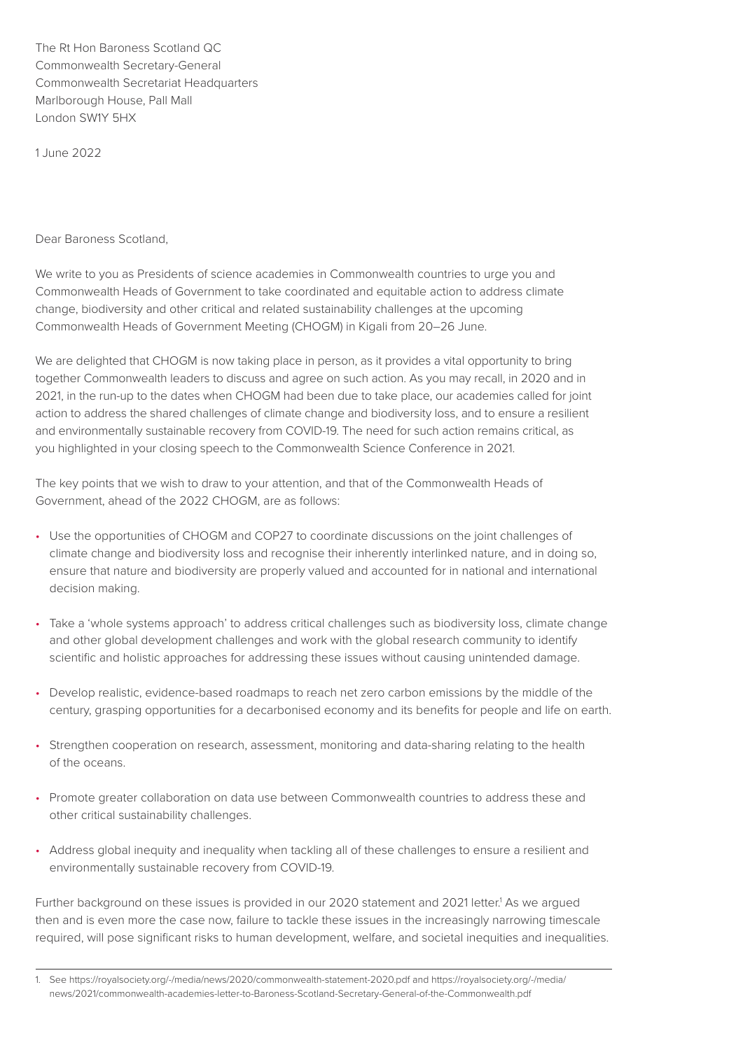The Rt Hon Baroness Scotland QC
Commonwealth Secretary-General
Commonwealth Secretariat Headquarters
Marlborough House, Pall Mall
London SW1Y 5HX

1 June 2022

Dear Baroness Scotland,

We write to you as Presidents of science academies in Commonwealth countries to urge you and Commonwealth Heads of Government to take coordinated and equitable action to address climate change, biodiversity and other critical and related sustainability challenges at the upcoming Commonwealth Heads of Government Meeting (CHOGM) in Kigali from 20–26 June.

We are delighted that CHOGM is now taking place in person, as it provides a vital opportunity to bring together Commonwealth leaders to discuss and agree on such action. As you may recall, in 2020 and in 2021, in the run-up to the dates when CHOGM had been due to take place, our academies called for joint action to address the shared challenges of climate change and biodiversity loss, and to ensure a resilient and environmentally sustainable recovery from COVID-19. The need for such action remains critical, as you highlighted in your closing speech to the Commonwealth Science Conference in 2021.

The key points that we wish to draw to your attention, and that of the Commonwealth Heads of Government, ahead of the 2022 CHOGM, are as follows:

- Use the opportunities of CHOGM and COP27 to coordinate discussions on the joint challenges of climate change and biodiversity loss and recognise their inherently interlinked nature, and in doing so, ensure that nature and biodiversity are properly valued and accounted for in national and international decision making.
- Take a 'whole systems approach' to address critical challenges such as biodiversity loss, climate change and other global development challenges and work with the global research community to identify scientific and holistic approaches for addressing these issues without causing unintended damage.
- Develop realistic, evidence-based roadmaps to reach net zero carbon emissions by the middle of the century, grasping opportunities for a decarbonised economy and its benefits for people and life on earth.
- Strengthen cooperation on research, assessment, monitoring and data-sharing relating to the health of the oceans.
- Promote greater collaboration on data use between Commonwealth countries to address these and other critical sustainability challenges.
- Address global inequity and inequality when tackling all of these challenges to ensure a resilient and environmentally sustainable recovery from COVID-19.

Further background on these issues is provided in our 2020 statement and 2021 letter.[1] As we argued then and is even more the case now, failure to tackle these issues in the increasingly narrowing timescale required, will pose significant risks to human development, welfare, and societal inequities and inequalities.

---

1. See https://royalsociety.org/-/media/news/2020/commonwealth-statement-2020.pdf and https://royalsociety.org/-/media/news/2021/commonwealth-academies-letter-to-Baroness-Scotland-Secretary-General-of-the-Commonwealth.pdf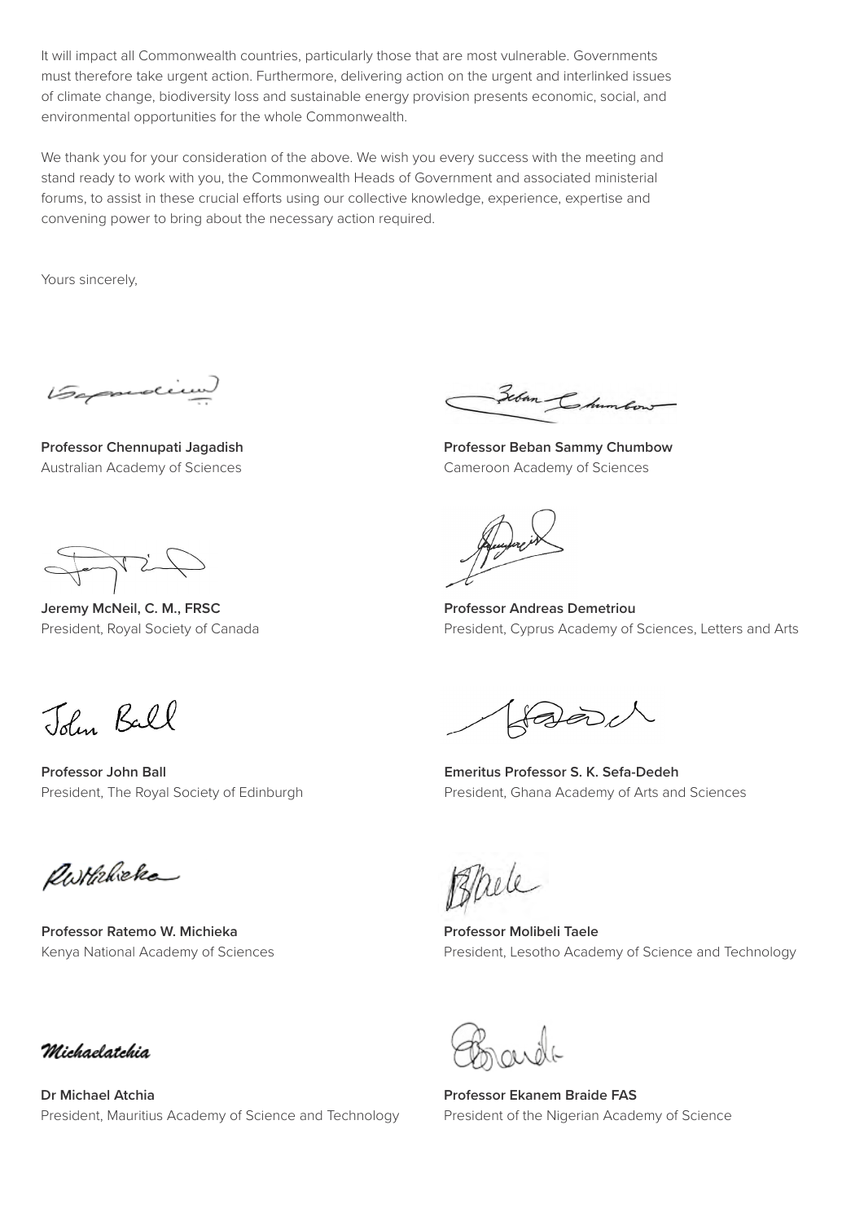It will impact all Commonwealth countries, particularly those that are most vulnerable. Governments must therefore take urgent action. Furthermore, delivering action on the urgent and interlinked issues of climate change, biodiversity loss and sustainable energy provision presents economic, social, and environmental opportunities for the whole Commonwealth.

We thank you for your consideration of the above. We wish you every success with the meeting and stand ready to work with you, the Commonwealth Heads of Government and associated ministerial forums, to assist in these crucial efforts using our collective knowledge, experience, expertise and convening power to bring about the necessary action required.

Yours sincerely,

**Professor Chennupati Jagadish**
Australian Academy of Sciences

**Professor Beban Sammy Chumbow**
Cameroon Academy of Sciences

**Jeremy McNeil, C. M., FRSC**
President, Royal Society of Canada

**Professor Andreas Demetriou**
President, Cyprus Academy of Sciences, Letters and Arts

**Professor John Ball**
President, The Royal Society of Edinburgh

**Emeritus Professor S. K. Sefa-Dedeh**
President, Ghana Academy of Arts and Sciences

**Professor Ratemo W. Michieka**
Kenya National Academy of Sciences

**Professor Molibeli Taele**
President, Lesotho Academy of Science and Technology

**Dr Michael Atchia**
President, Mauritius Academy of Science and Technology

**Professor Ekanem Braide FAS**
President of the Nigerian Academy of Science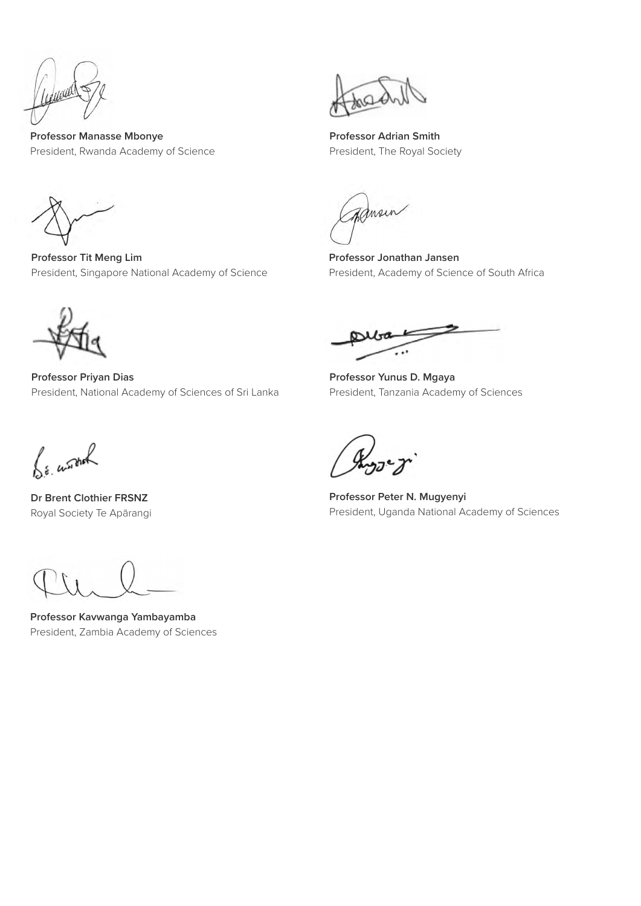**Professor Manasse Mbonye**
President, Rwanda Academy of Science

**Professor Adrian Smith**
President, The Royal Society

**Professor Tit Meng Lim**
President, Singapore National Academy of Science

**Professor Jonathan Jansen**
President, Academy of Science of South Africa

**Professor Priyan Dias**
President, National Academy of Sciences of Sri Lanka

**Professor Yunus D. Mgaya**
President, Tanzania Academy of Sciences

**Dr Brent Clothier FRSNZ**
Royal Society Te Apārangi

**Professor Peter N. Mugyenyi**
President, Uganda National Academy of Sciences

**Professor Kavwanga Yambayamba**
President, Zambia Academy of Sciences